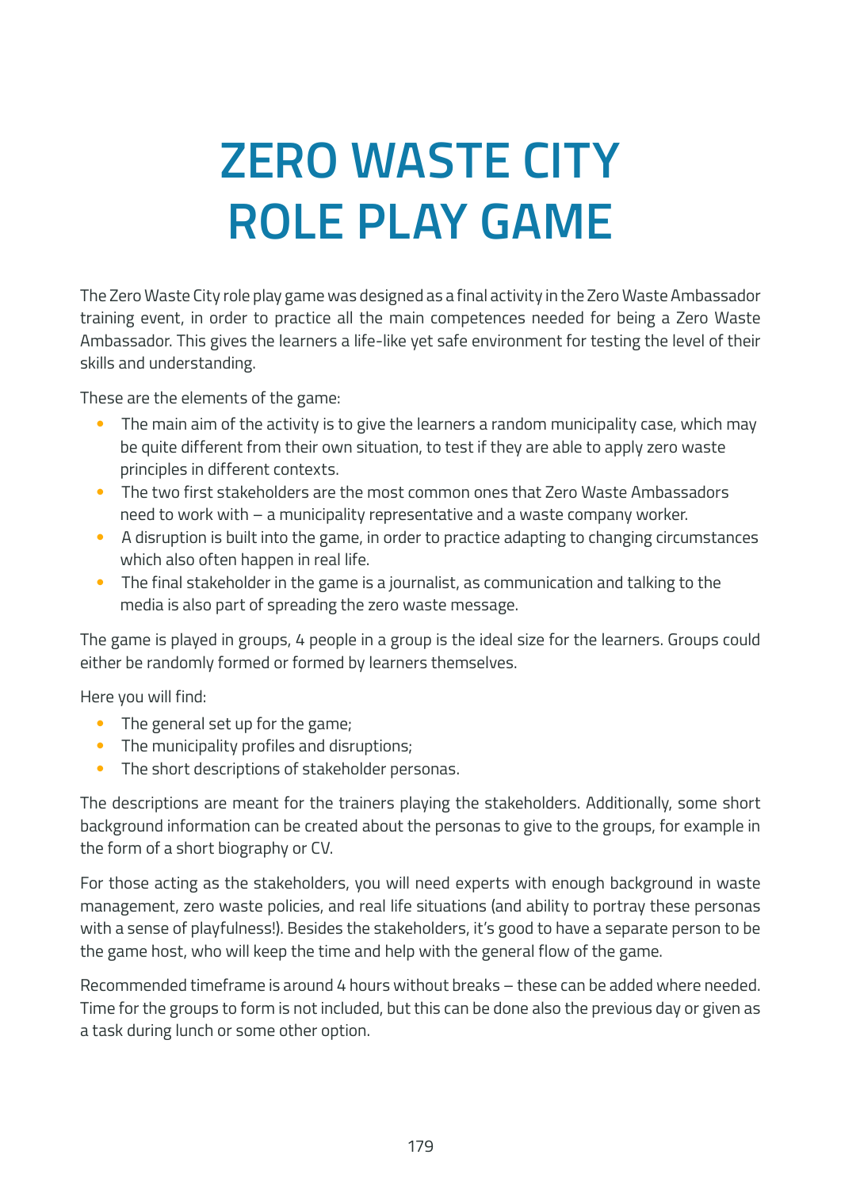# ZERO WASTE CITY ROLE PLAY GAME

The Zero Waste City role play game was designed as a final activity in the Zero Waste Ambassador training event, in order to practice all the main competences needed for being a Zero Waste Ambassador. This gives the learners a life-like yet safe environment for testing the level of their skills and understanding.

These are the elements of the game:

- The main aim of the activity is to give the learners a random municipality case, which may be quite different from their own situation, to test if they are able to apply zero waste principles in different contexts.
- The two first stakeholders are the most common ones that Zero Waste Ambassadors need to work with – a municipality representative and a waste company worker.
- A disruption is built into the game, in order to practice adapting to changing circumstances which also often happen in real life.
- The final stakeholder in the game is a journalist, as communication and talking to the media is also part of spreading the zero waste message.

The game is played in groups, 4 people in a group is the ideal size for the learners. Groups could either be randomly formed or formed by learners themselves.

Here you will find:

- The general set up for the game;
- The municipality profiles and disruptions;
- The short descriptions of stakeholder personas.

The descriptions are meant for the trainers playing the stakeholders. Additionally, some short background information can be created about the personas to give to the groups, for example in the form of a short biography or CV.

For those acting as the stakeholders, you will need experts with enough background in waste management, zero waste policies, and real life situations (and ability to portray these personas with a sense of playfulness!). Besides the stakeholders, it's good to have a separate person to be the game host, who will keep the time and help with the general flow of the game.

Recommended timeframe is around 4 hours without breaks – these can be added where needed. Time for the groups to form is not included, but this can be done also the previous day or given as a task during lunch or some other option.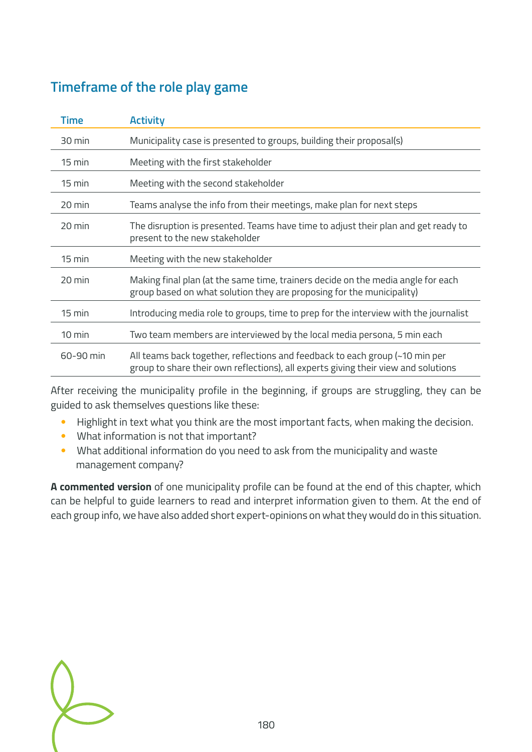## Timeframe of the role play game

| Time | Activity |
|---|---|
| 30 min | Municipality case is presented to groups, building their proposal(s) |
| 15 min | Meeting with the first stakeholder |
| 15 min | Meeting with the second stakeholder |
| 20 min | Teams analyse the info from their meetings, make plan for next steps |
| 20 min | The disruption is presented. Teams have time to adjust their plan and get ready to present to the new stakeholder |
| 15 min | Meeting with the new stakeholder |
| 20 min | Making final plan (at the same time, trainers decide on the media angle for each group based on what solution they are proposing for the municipality) |
| 15 min | Introducing media role to groups, time to prep for the interview with the journalist |
| 10 min | Two team members are interviewed by the local media persona, 5 min each |
| 60-90 min | All teams back together, reflections and feedback to each group (~10 min per group to share their own reflections), all experts giving their view and solutions |

After receiving the municipality profile in the beginning, if groups are struggling, they can be guided to ask themselves questions like these:

- Highlight in text what you think are the most important facts, when making the decision.
- What information is not that important?
- What additional information do you need to ask from the municipality and waste management company?

**A commented version** of one municipality profile can be found at the end of this chapter, which can be helpful to guide learners to read and interpret information given to them. At the end of each group info, we have also added short expert-opinions on what they would do in this situation.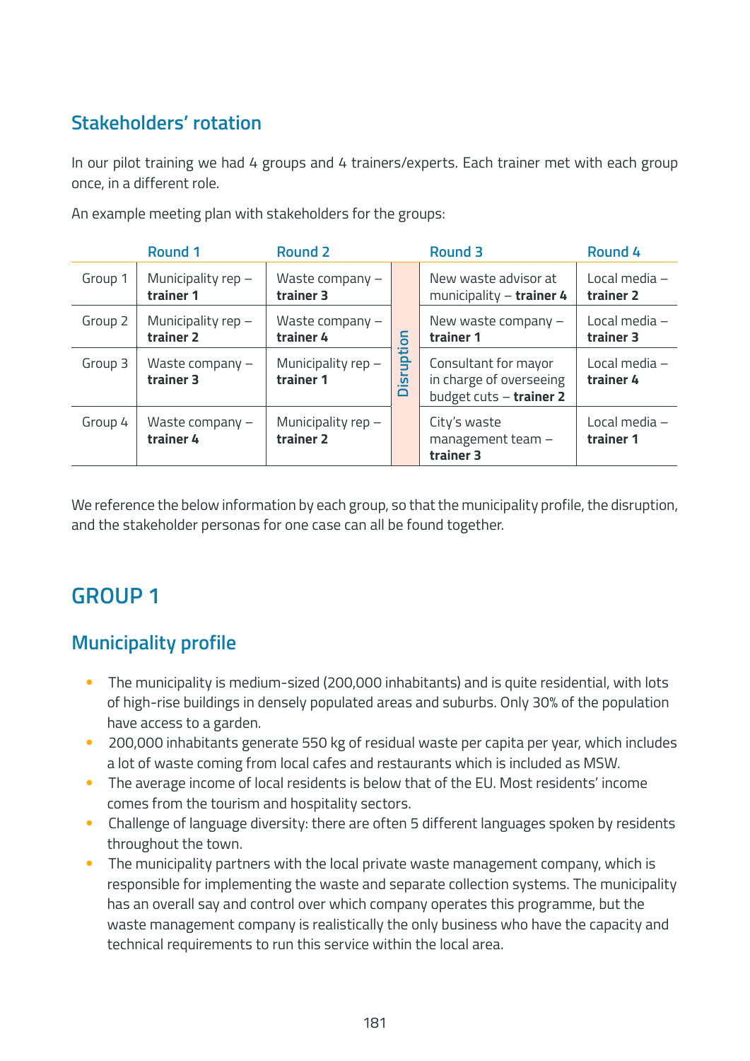## Stakeholders' rotation

In our pilot training we had 4 groups and 4 trainers/experts. Each trainer met with each group once, in a different role.

An example meeting plan with stakeholders for the groups:

| | Round 1 | Round 2 | | Round 3 | Round 4 |
|---|---|---|---|---|---|
| Group 1 | Municipality rep – **trainer 1** | Waste company – **trainer 3** | Disruption | New waste advisor at municipality – **trainer 4** | Local media – **trainer 2** |
| Group 2 | Municipality rep – **trainer 2** | Waste company – **trainer 4** | | New waste company – **trainer 1** | Local media – **trainer 3** |
| Group 3 | Waste company – **trainer 3** | Municipality rep – **trainer 1** | | Consultant for mayor in charge of overseeing budget cuts – **trainer 2** | Local media – **trainer 4** |
| Group 4 | Waste company – **trainer 4** | Municipality rep – **trainer 2** | | City's waste management team – **trainer 3** | Local media – **trainer 1** |

We reference the below information by each group, so that the municipality profile, the disruption, and the stakeholder personas for one case can all be found together.

# GROUP 1

## Municipality profile

- The municipality is medium-sized (200,000 inhabitants) and is quite residential, with lots of high-rise buildings in densely populated areas and suburbs. Only 30% of the population have access to a garden.
- 200,000 inhabitants generate 550 kg of residual waste per capita per year, which includes a lot of waste coming from local cafes and restaurants which is included as MSW.
- The average income of local residents is below that of the EU. Most residents' income comes from the tourism and hospitality sectors.
- Challenge of language diversity: there are often 5 different languages spoken by residents throughout the town.
- The municipality partners with the local private waste management company, which is responsible for implementing the waste and separate collection systems. The municipality has an overall say and control over which company operates this programme, but the waste management company is realistically the only business who have the capacity and technical requirements to run this service within the local area.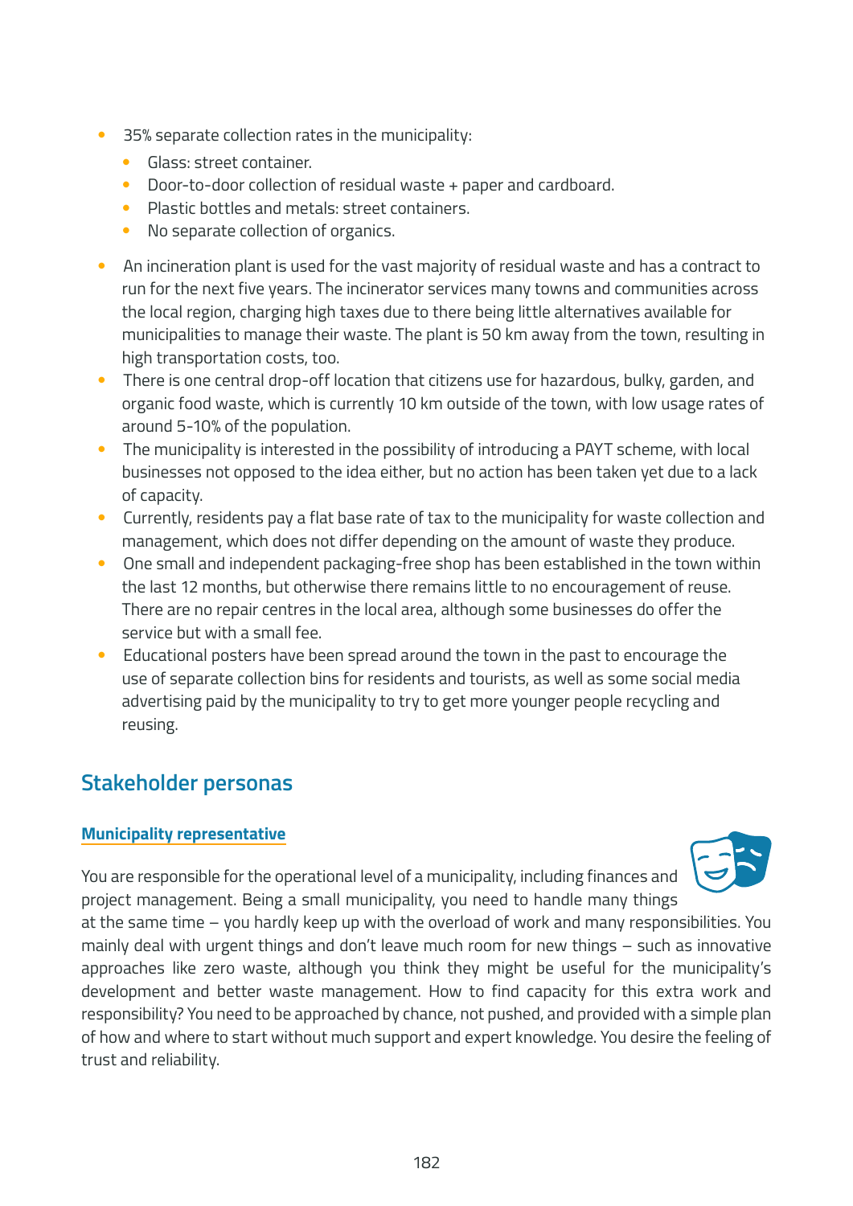- 35% separate collection rates in the municipality:
  - Glass: street container.
  - Door-to-door collection of residual waste + paper and cardboard.
  - Plastic bottles and metals: street containers.
  - No separate collection of organics.
- An incineration plant is used for the vast majority of residual waste and has a contract to run for the next five years. The incinerator services many towns and communities across the local region, charging high taxes due to there being little alternatives available for municipalities to manage their waste. The plant is 50 km away from the town, resulting in high transportation costs, too.
- There is one central drop-off location that citizens use for hazardous, bulky, garden, and organic food waste, which is currently 10 km outside of the town, with low usage rates of around 5-10% of the population.
- The municipality is interested in the possibility of introducing a PAYT scheme, with local businesses not opposed to the idea either, but no action has been taken yet due to a lack of capacity.
- Currently, residents pay a flat base rate of tax to the municipality for waste collection and management, which does not differ depending on the amount of waste they produce.
- One small and independent packaging-free shop has been established in the town within the last 12 months, but otherwise there remains little to no encouragement of reuse. There are no repair centres in the local area, although some businesses do offer the service but with a small fee.
- Educational posters have been spread around the town in the past to encourage the use of separate collection bins for residents and tourists, as well as some social media advertising paid by the municipality to try to get more younger people recycling and reusing.

## Stakeholder personas

### Municipality representative

You are responsible for the operational level of a municipality, including finances and project management. Being a small municipality, you need to handle many things at the same time – you hardly keep up with the overload of work and many responsibilities. You mainly deal with urgent things and don't leave much room for new things – such as innovative approaches like zero waste, although you think they might be useful for the municipality's development and better waste management. How to find capacity for this extra work and responsibility? You need to be approached by chance, not pushed, and provided with a simple plan of how and where to start without much support and expert knowledge. You desire the feeling of trust and reliability.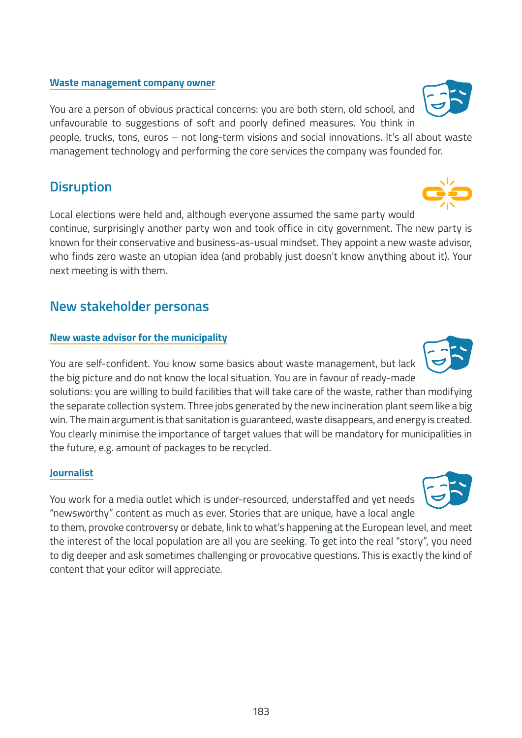#### Waste management company owner

You are a person of obvious practical concerns: you are both stern, old school, and unfavourable to suggestions of soft and poorly defined measures. You think in people, trucks, tons, euros – not long-term visions and social innovations. It's all about waste management technology and performing the core services the company was founded for.

## Disruption

Local elections were held and, although everyone assumed the same party would continue, surprisingly another party won and took office in city government. The new party is known for their conservative and business-as-usual mindset. They appoint a new waste advisor, who finds zero waste an utopian idea (and probably just doesn't know anything about it). Your next meeting is with them.

## New stakeholder personas

#### New waste advisor for the municipality

You are self-confident. You know some basics about waste management, but lack the big picture and do not know the local situation. You are in favour of ready-made solutions: you are willing to build facilities that will take care of the waste, rather than modifying the separate collection system. Three jobs generated by the new incineration plant seem like a big win. The main argument is that sanitation is guaranteed, waste disappears, and energy is created. You clearly minimise the importance of target values that will be mandatory for municipalities in the future, e.g. amount of packages to be recycled.

#### Journalist

You work for a media outlet which is under-resourced, understaffed and yet needs "newsworthy" content as much as ever. Stories that are unique, have a local angle to them, provoke controversy or debate, link to what's happening at the European level, and meet the interest of the local population are all you are seeking. To get into the real "story", you need to dig deeper and ask sometimes challenging or provocative questions. This is exactly the kind of content that your editor will appreciate.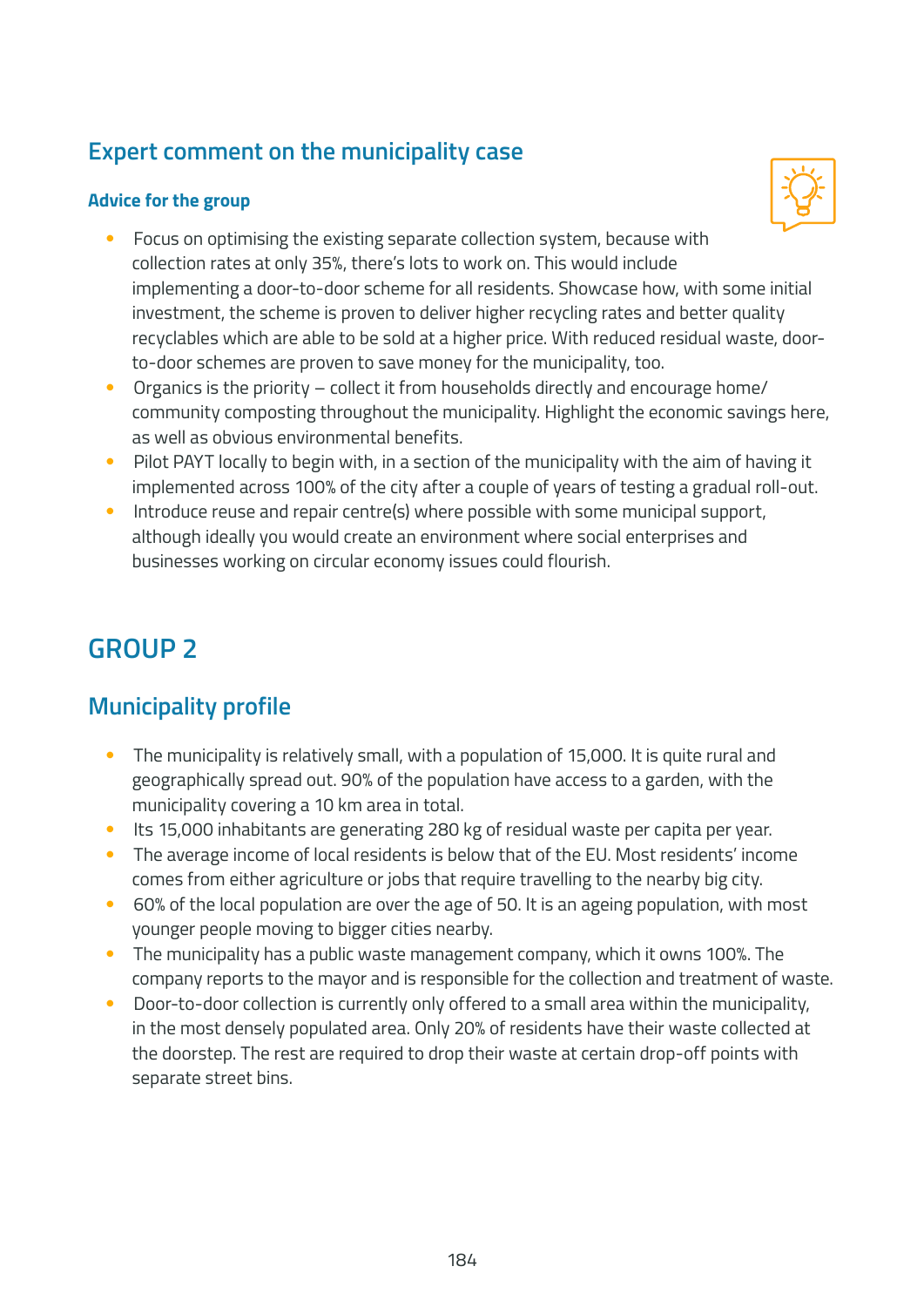## Expert comment on the municipality case

### Advice for the group

- Focus on optimising the existing separate collection system, because with collection rates at only 35%, there's lots to work on. This would include implementing a door-to-door scheme for all residents. Showcase how, with some initial investment, the scheme is proven to deliver higher recycling rates and better quality recyclables which are able to be sold at a higher price. With reduced residual waste, door-to-door schemes are proven to save money for the municipality, too.
- Organics is the priority – collect it from households directly and encourage home/community composting throughout the municipality. Highlight the economic savings here, as well as obvious environmental benefits.
- Pilot PAYT locally to begin with, in a section of the municipality with the aim of having it implemented across 100% of the city after a couple of years of testing a gradual roll-out.
- Introduce reuse and repair centre(s) where possible with some municipal support, although ideally you would create an environment where social enterprises and businesses working on circular economy issues could flourish.

# GROUP 2

## Municipality profile

- The municipality is relatively small, with a population of 15,000. It is quite rural and geographically spread out. 90% of the population have access to a garden, with the municipality covering a 10 km area in total.
- Its 15,000 inhabitants are generating 280 kg of residual waste per capita per year.
- The average income of local residents is below that of the EU. Most residents' income comes from either agriculture or jobs that require travelling to the nearby big city.
- 60% of the local population are over the age of 50. It is an ageing population, with most younger people moving to bigger cities nearby.
- The municipality has a public waste management company, which it owns 100%. The company reports to the mayor and is responsible for the collection and treatment of waste.
- Door-to-door collection is currently only offered to a small area within the municipality, in the most densely populated area. Only 20% of residents have their waste collected at the doorstep. The rest are required to drop their waste at certain drop-off points with separate street bins.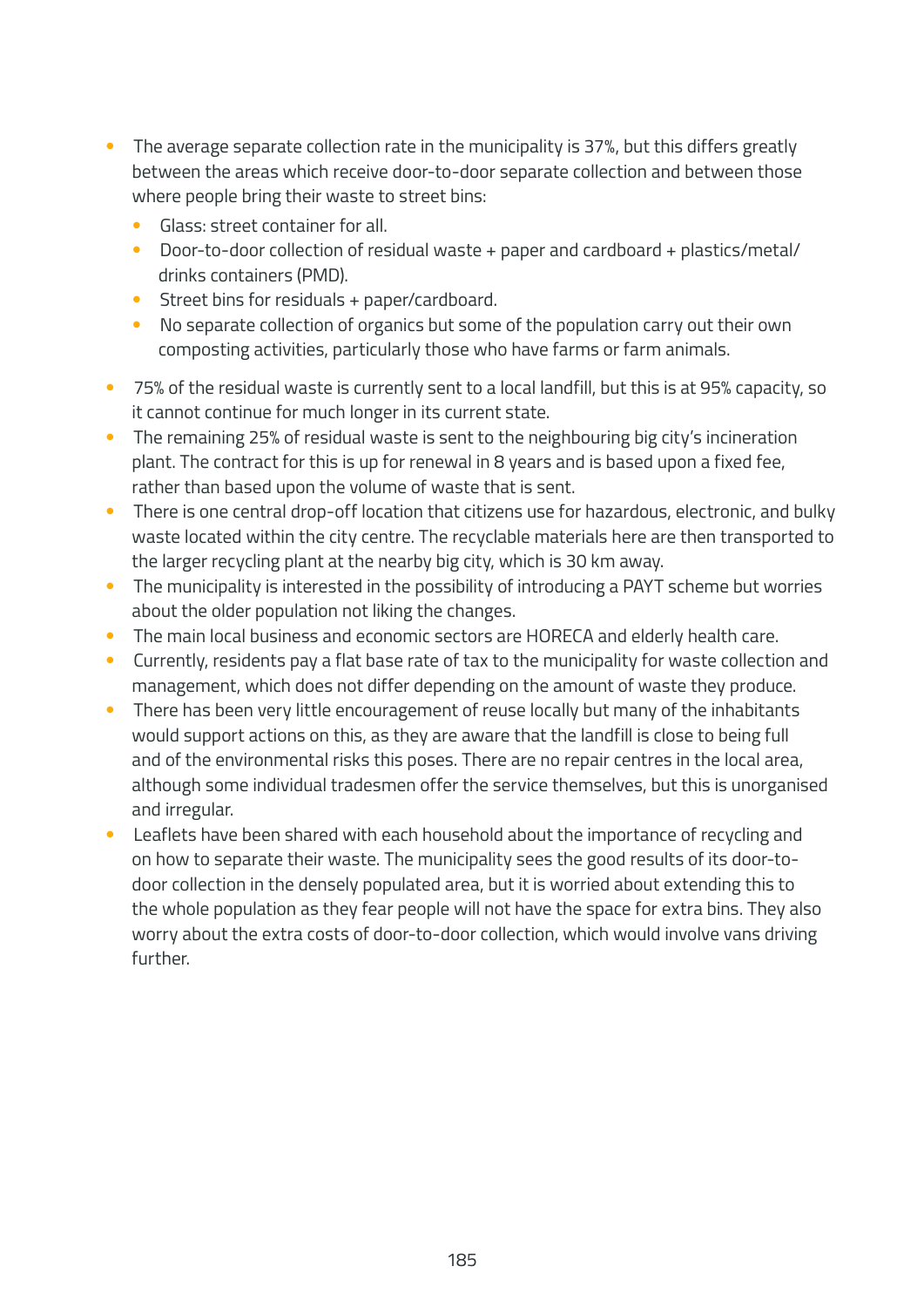- The average separate collection rate in the municipality is 37%, but this differs greatly between the areas which receive door-to-door separate collection and between those where people bring their waste to street bins:
  - Glass: street container for all.
  - Door-to-door collection of residual waste + paper and cardboard + plastics/metal/drinks containers (PMD).
  - Street bins for residuals + paper/cardboard.
  - No separate collection of organics but some of the population carry out their own composting activities, particularly those who have farms or farm animals.
- 75% of the residual waste is currently sent to a local landfill, but this is at 95% capacity, so it cannot continue for much longer in its current state.
- The remaining 25% of residual waste is sent to the neighbouring big city's incineration plant. The contract for this is up for renewal in 8 years and is based upon a fixed fee, rather than based upon the volume of waste that is sent.
- There is one central drop-off location that citizens use for hazardous, electronic, and bulky waste located within the city centre. The recyclable materials here are then transported to the larger recycling plant at the nearby big city, which is 30 km away.
- The municipality is interested in the possibility of introducing a PAYT scheme but worries about the older population not liking the changes.
- The main local business and economic sectors are HORECA and elderly health care.
- Currently, residents pay a flat base rate of tax to the municipality for waste collection and management, which does not differ depending on the amount of waste they produce.
- There has been very little encouragement of reuse locally but many of the inhabitants would support actions on this, as they are aware that the landfill is close to being full and of the environmental risks this poses. There are no repair centres in the local area, although some individual tradesmen offer the service themselves, but this is unorganised and irregular.
- Leaflets have been shared with each household about the importance of recycling and on how to separate their waste. The municipality sees the good results of its door-to-door collection in the densely populated area, but it is worried about extending this to the whole population as they fear people will not have the space for extra bins. They also worry about the extra costs of door-to-door collection, which would involve vans driving further.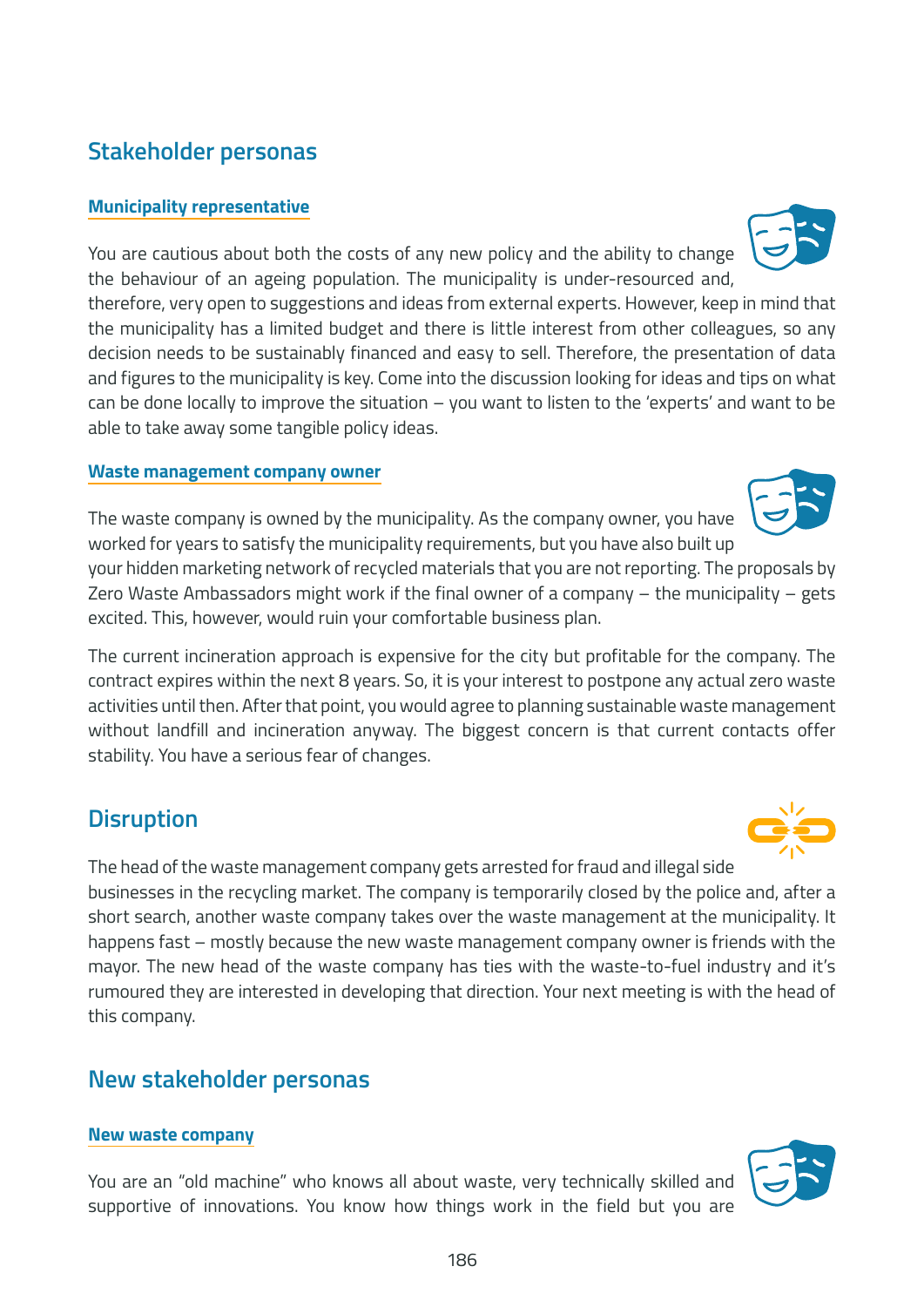## Stakeholder personas

### Municipality representative

You are cautious about both the costs of any new policy and the ability to change the behaviour of an ageing population. The municipality is under-resourced and, therefore, very open to suggestions and ideas from external experts. However, keep in mind that the municipality has a limited budget and there is little interest from other colleagues, so any decision needs to be sustainably financed and easy to sell. Therefore, the presentation of data and figures to the municipality is key. Come into the discussion looking for ideas and tips on what can be done locally to improve the situation – you want to listen to the 'experts' and want to be able to take away some tangible policy ideas.

### Waste management company owner

The waste company is owned by the municipality. As the company owner, you have worked for years to satisfy the municipality requirements, but you have also built up your hidden marketing network of recycled materials that you are not reporting. The proposals by Zero Waste Ambassadors might work if the final owner of a company – the municipality – gets excited. This, however, would ruin your comfortable business plan.

The current incineration approach is expensive for the city but profitable for the company. The contract expires within the next 8 years. So, it is your interest to postpone any actual zero waste activities until then. After that point, you would agree to planning sustainable waste management without landfill and incineration anyway. The biggest concern is that current contacts offer stability. You have a serious fear of changes.

## Disruption

The head of the waste management company gets arrested for fraud and illegal side businesses in the recycling market. The company is temporarily closed by the police and, after a short search, another waste company takes over the waste management at the municipality. It happens fast – mostly because the new waste management company owner is friends with the mayor. The new head of the waste company has ties with the waste-to-fuel industry and it's rumoured they are interested in developing that direction. Your next meeting is with the head of this company.

## New stakeholder personas

### New waste company

You are an "old machine" who knows all about waste, very technically skilled and supportive of innovations. You know how things work in the field but you are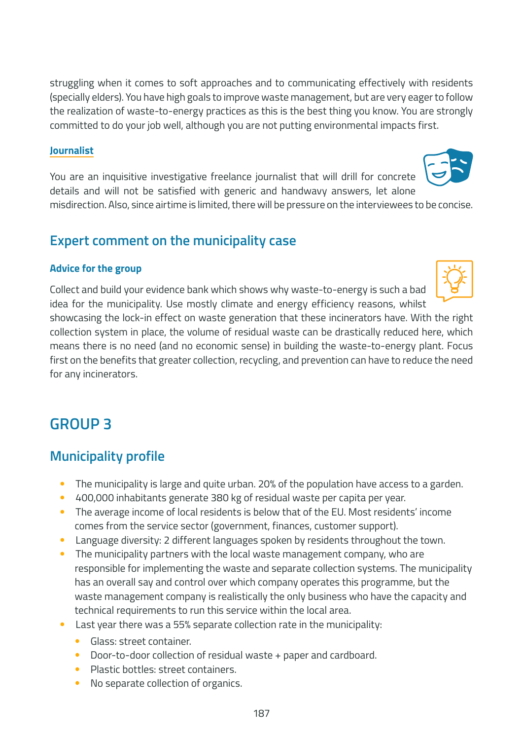struggling when it comes to soft approaches and to communicating effectively with residents (specially elders). You have high goals to improve waste management, but are very eager to follow the realization of waste-to-energy practices as this is the best thing you know. You are strongly committed to do your job well, although you are not putting environmental impacts first.

#### Journalist

You are an inquisitive investigative freelance journalist that will drill for concrete details and will not be satisfied with generic and handwavy answers, let alone misdirection. Also, since airtime is limited, there will be pressure on the interviewees to be concise.

## Expert comment on the municipality case

#### Advice for the group

Collect and build your evidence bank which shows why waste-to-energy is such a bad idea for the municipality. Use mostly climate and energy efficiency reasons, whilst showcasing the lock-in effect on waste generation that these incinerators have. With the right collection system in place, the volume of residual waste can be drastically reduced here, which means there is no need (and no economic sense) in building the waste-to-energy plant. Focus first on the benefits that greater collection, recycling, and prevention can have to reduce the need for any incinerators.

# GROUP 3

## Municipality profile

- The municipality is large and quite urban. 20% of the population have access to a garden.
- 400,000 inhabitants generate 380 kg of residual waste per capita per year.
- The average income of local residents is below that of the EU. Most residents' income comes from the service sector (government, finances, customer support).
- Language diversity: 2 different languages spoken by residents throughout the town.
- The municipality partners with the local waste management company, who are responsible for implementing the waste and separate collection systems. The municipality has an overall say and control over which company operates this programme, but the waste management company is realistically the only business who have the capacity and technical requirements to run this service within the local area.
- Last year there was a 55% separate collection rate in the municipality:
  - Glass: street container.
  - Door-to-door collection of residual waste + paper and cardboard.
  - Plastic bottles: street containers.
  - No separate collection of organics.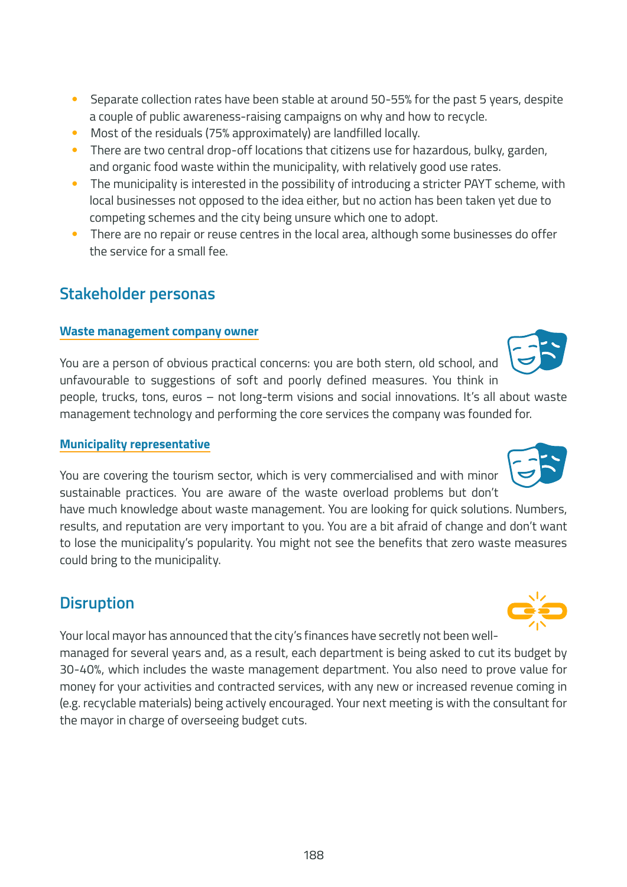- Separate collection rates have been stable at around 50-55% for the past 5 years, despite a couple of public awareness-raising campaigns on why and how to recycle.
- Most of the residuals (75% approximately) are landfilled locally.
- There are two central drop-off locations that citizens use for hazardous, bulky, garden, and organic food waste within the municipality, with relatively good use rates.
- The municipality is interested in the possibility of introducing a stricter PAYT scheme, with local businesses not opposed to the idea either, but no action has been taken yet due to competing schemes and the city being unsure which one to adopt.
- There are no repair or reuse centres in the local area, although some businesses do offer the service for a small fee.

## Stakeholder personas

### Waste management company owner

You are a person of obvious practical concerns: you are both stern, old school, and unfavourable to suggestions of soft and poorly defined measures. You think in people, trucks, tons, euros – not long-term visions and social innovations. It's all about waste management technology and performing the core services the company was founded for.

### Municipality representative

You are covering the tourism sector, which is very commercialised and with minor sustainable practices. You are aware of the waste overload problems but don't have much knowledge about waste management. You are looking for quick solutions. Numbers, results, and reputation are very important to you. You are a bit afraid of change and don't want to lose the municipality's popularity. You might not see the benefits that zero waste measures could bring to the municipality.

## Disruption

Your local mayor has announced that the city's finances have secretly not been well-managed for several years and, as a result, each department is being asked to cut its budget by 30-40%, which includes the waste management department. You also need to prove value for money for your activities and contracted services, with any new or increased revenue coming in (e.g. recyclable materials) being actively encouraged. Your next meeting is with the consultant for the mayor in charge of overseeing budget cuts.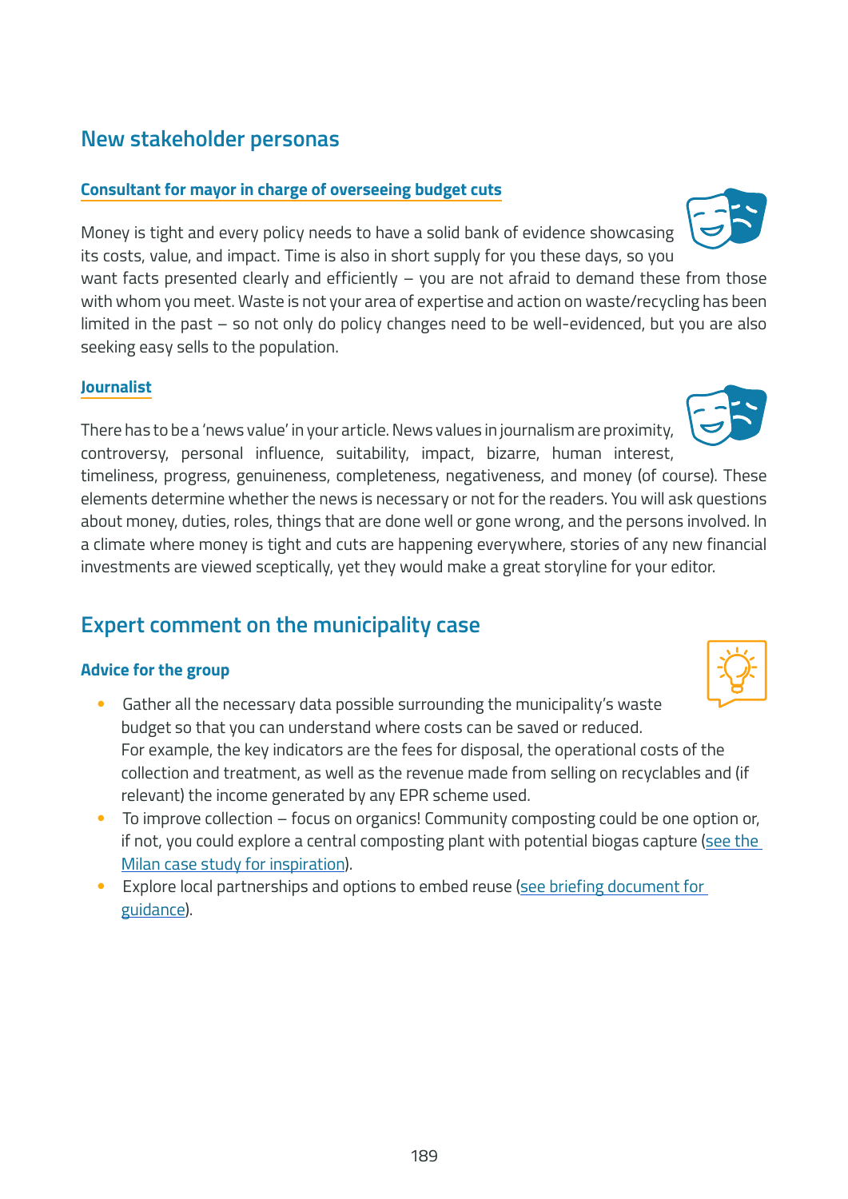## New stakeholder personas

### Consultant for mayor in charge of overseeing budget cuts

Money is tight and every policy needs to have a solid bank of evidence showcasing its costs, value, and impact. Time is also in short supply for you these days, so you want facts presented clearly and efficiently – you are not afraid to demand these from those with whom you meet. Waste is not your area of expertise and action on waste/recycling has been limited in the past – so not only do policy changes need to be well-evidenced, but you are also seeking easy sells to the population.

### Journalist

There has to be a 'news value' in your article. News values in journalism are proximity, controversy, personal influence, suitability, impact, bizarre, human interest, timeliness, progress, genuineness, completeness, negativeness, and money (of course). These elements determine whether the news is necessary or not for the readers. You will ask questions about money, duties, roles, things that are done well or gone wrong, and the persons involved. In a climate where money is tight and cuts are happening everywhere, stories of any new financial investments are viewed sceptically, yet they would make a great storyline for your editor.

## Expert comment on the municipality case

### Advice for the group

- Gather all the necessary data possible surrounding the municipality's waste budget so that you can understand where costs can be saved or reduced. For example, the key indicators are the fees for disposal, the operational costs of the collection and treatment, as well as the revenue made from selling on recyclables and (if relevant) the income generated by any EPR scheme used.
- To improve collection – focus on organics! Community composting could be one option or, if not, you could explore a central composting plant with potential biogas capture (see the Milan case study for inspiration).
- Explore local partnerships and options to embed reuse (see briefing document for guidance).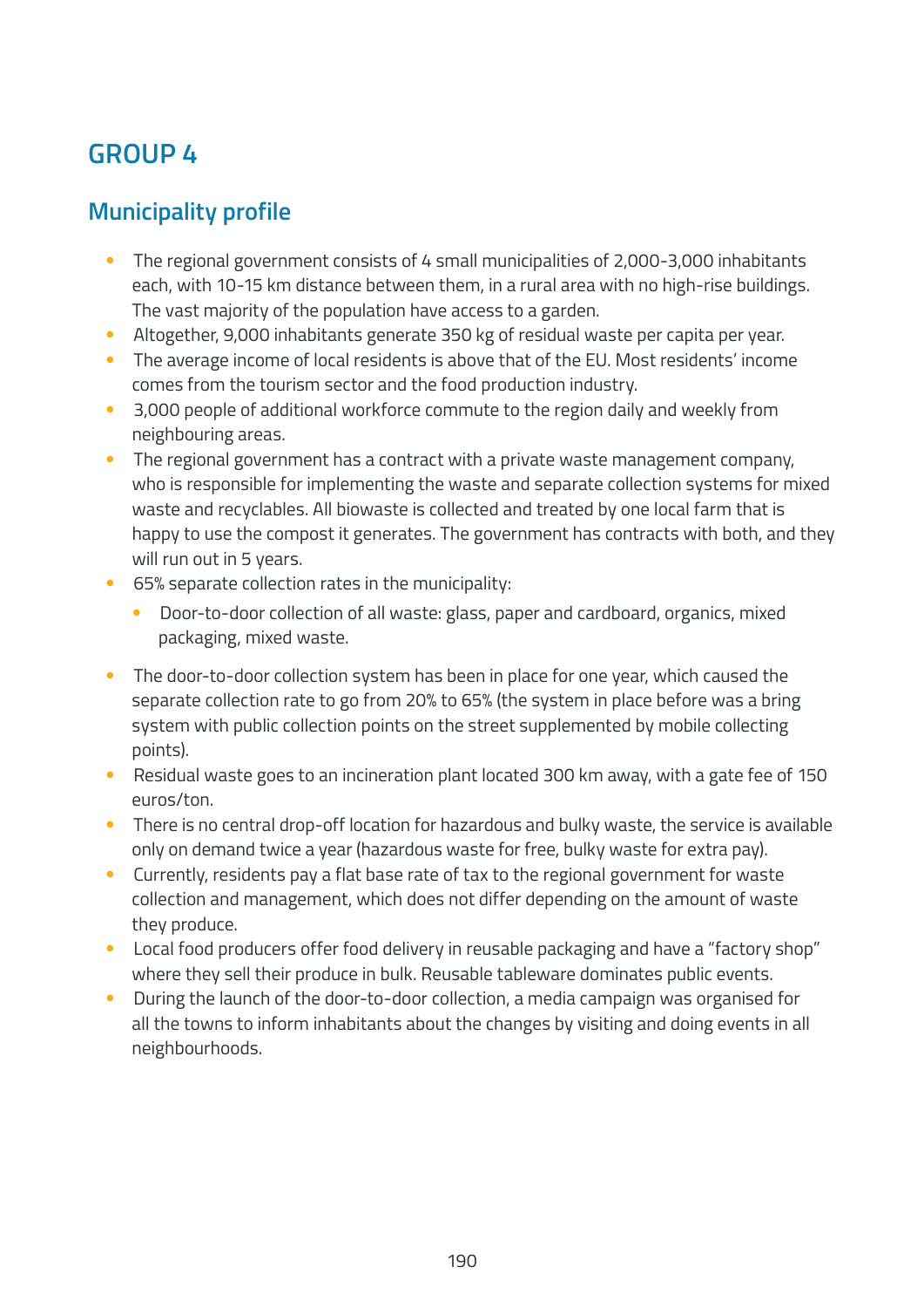# GROUP 4

## Municipality profile

- The regional government consists of 4 small municipalities of 2,000-3,000 inhabitants each, with 10-15 km distance between them, in a rural area with no high-rise buildings. The vast majority of the population have access to a garden.
- Altogether, 9,000 inhabitants generate 350 kg of residual waste per capita per year.
- The average income of local residents is above that of the EU. Most residents' income comes from the tourism sector and the food production industry.
- 3,000 people of additional workforce commute to the region daily and weekly from neighbouring areas.
- The regional government has a contract with a private waste management company, who is responsible for implementing the waste and separate collection systems for mixed waste and recyclables. All biowaste is collected and treated by one local farm that is happy to use the compost it generates. The government has contracts with both, and they will run out in 5 years.
- 65% separate collection rates in the municipality:
    - Door-to-door collection of all waste: glass, paper and cardboard, organics, mixed packaging, mixed waste.
- The door-to-door collection system has been in place for one year, which caused the separate collection rate to go from 20% to 65% (the system in place before was a bring system with public collection points on the street supplemented by mobile collecting points).
- Residual waste goes to an incineration plant located 300 km away, with a gate fee of 150 euros/ton.
- There is no central drop-off location for hazardous and bulky waste, the service is available only on demand twice a year (hazardous waste for free, bulky waste for extra pay).
- Currently, residents pay a flat base rate of tax to the regional government for waste collection and management, which does not differ depending on the amount of waste they produce.
- Local food producers offer food delivery in reusable packaging and have a "factory shop" where they sell their produce in bulk. Reusable tableware dominates public events.
- During the launch of the door-to-door collection, a media campaign was organised for all the towns to inform inhabitants about the changes by visiting and doing events in all neighbourhoods.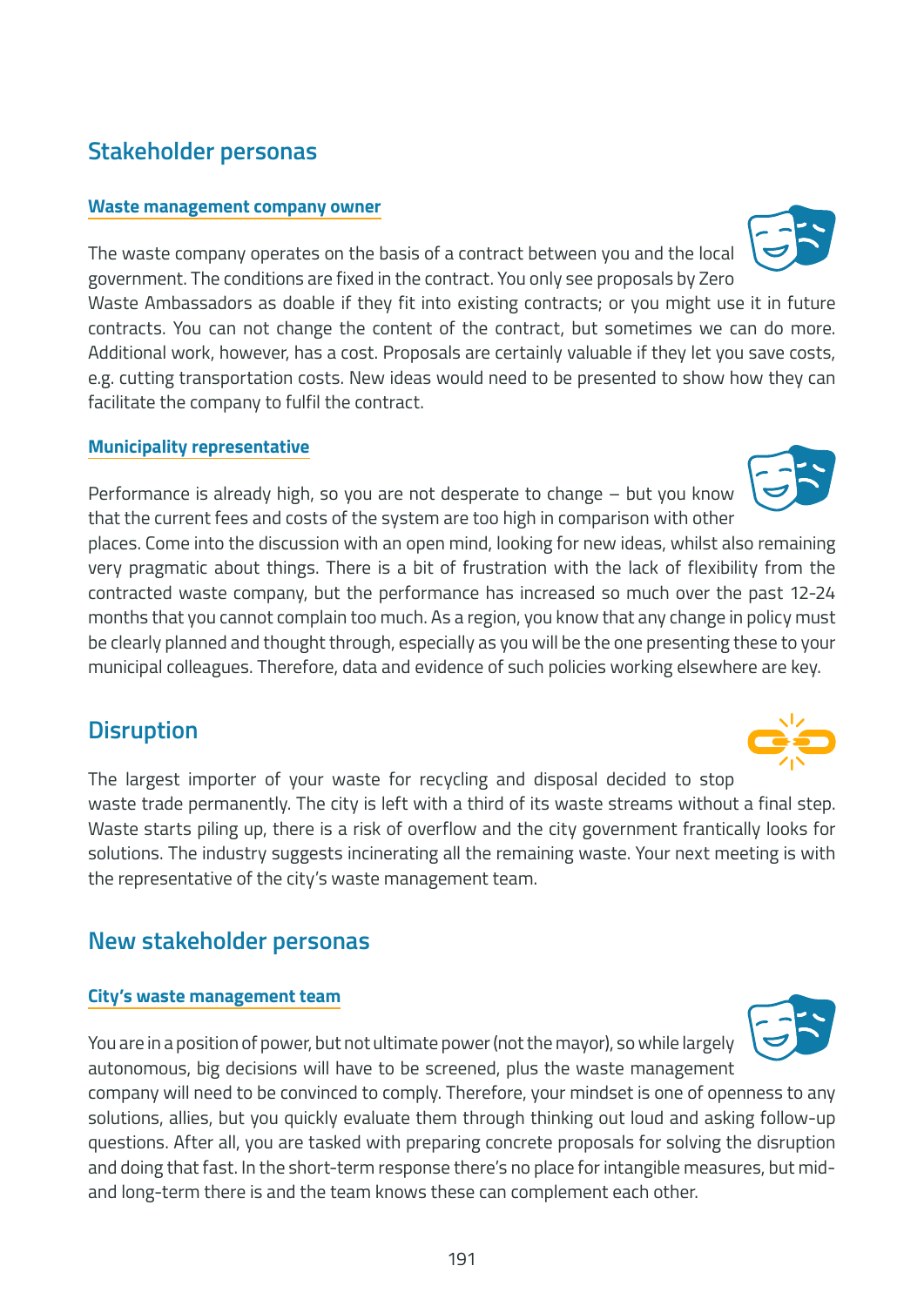## Stakeholder personas

### Waste management company owner

The waste company operates on the basis of a contract between you and the local government. The conditions are fixed in the contract. You only see proposals by Zero Waste Ambassadors as doable if they fit into existing contracts; or you might use it in future contracts. You can not change the content of the contract, but sometimes we can do more. Additional work, however, has a cost. Proposals are certainly valuable if they let you save costs, e.g. cutting transportation costs. New ideas would need to be presented to show how they can facilitate the company to fulfil the contract.

### Municipality representative

Performance is already high, so you are not desperate to change – but you know that the current fees and costs of the system are too high in comparison with other places. Come into the discussion with an open mind, looking for new ideas, whilst also remaining very pragmatic about things. There is a bit of frustration with the lack of flexibility from the contracted waste company, but the performance has increased so much over the past 12-24 months that you cannot complain too much. As a region, you know that any change in policy must be clearly planned and thought through, especially as you will be the one presenting these to your municipal colleagues. Therefore, data and evidence of such policies working elsewhere are key.

## Disruption

The largest importer of your waste for recycling and disposal decided to stop waste trade permanently. The city is left with a third of its waste streams without a final step. Waste starts piling up, there is a risk of overflow and the city government frantically looks for solutions. The industry suggests incinerating all the remaining waste. Your next meeting is with the representative of the city's waste management team.

## New stakeholder personas

### City's waste management team

You are in a position of power, but not ultimate power (not the mayor), so while largely autonomous, big decisions will have to be screened, plus the waste management company will need to be convinced to comply. Therefore, your mindset is one of openness to any solutions, allies, but you quickly evaluate them through thinking out loud and asking follow-up questions. After all, you are tasked with preparing concrete proposals for solving the disruption and doing that fast. In the short-term response there's no place for intangible measures, but mid- and long-term there is and the team knows these can complement each other.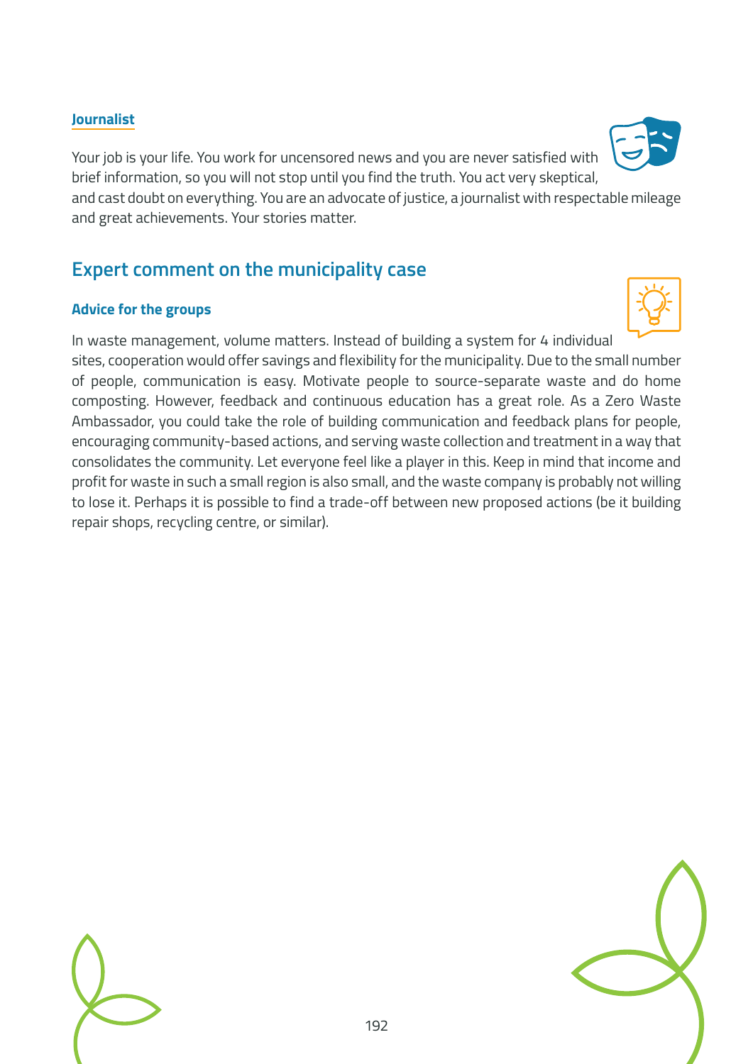### Journalist

Your job is your life. You work for uncensored news and you are never satisfied with brief information, so you will not stop until you find the truth. You act very skeptical, and cast doubt on everything. You are an advocate of justice, a journalist with respectable mileage and great achievements. Your stories matter.

## Expert comment on the municipality case

### Advice for the groups

In waste management, volume matters. Instead of building a system for 4 individual sites, cooperation would offer savings and flexibility for the municipality. Due to the small number of people, communication is easy. Motivate people to source-separate waste and do home composting. However, feedback and continuous education has a great role. As a Zero Waste Ambassador, you could take the role of building communication and feedback plans for people, encouraging community-based actions, and serving waste collection and treatment in a way that consolidates the community. Let everyone feel like a player in this. Keep in mind that income and profit for waste in such a small region is also small, and the waste company is probably not willing to lose it. Perhaps it is possible to find a trade-off between new proposed actions (be it building repair shops, recycling centre, or similar).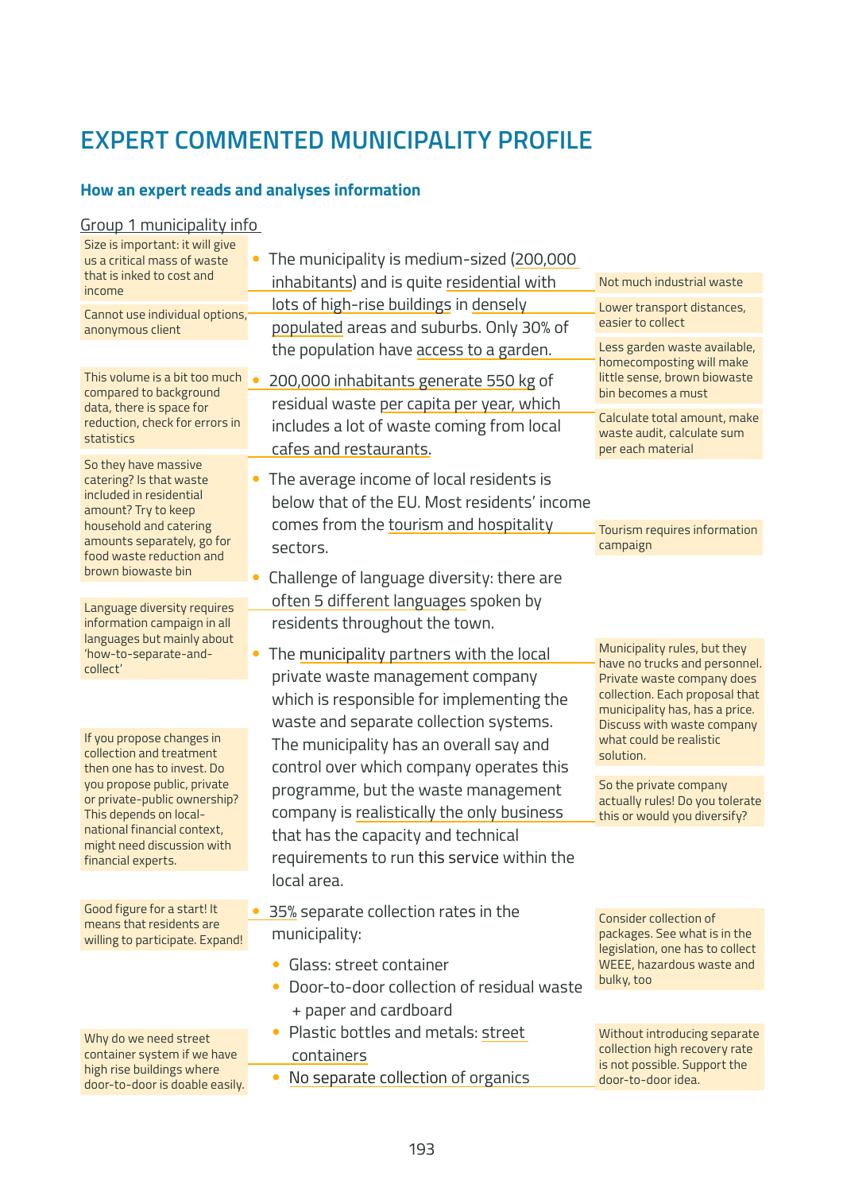# EXPERT COMMENTED MUNICIPALITY PROFILE

## How an expert reads and analyses information

Group 1 municipality info

- The municipality is medium-sized (200,000 inhabitants) and is quite residential with lots of high-rise buildings in densely populated areas and suburbs. Only 30% of the population have access to a garden.

> Size is important: it will give us a critical mass of waste that is inked to cost and income

> Cannot use individual options, anonymous client

> Not much industrial waste

> Lower transport distances, easier to collect

> Less garden waste available, homecomposting will make little sense, brown biowaste bin becomes a must

- 200,000 inhabitants generate 550 kg of residual waste per capita per year, which includes a lot of waste coming from local cafes and restaurants.

> This volume is a bit too much compared to background data, there is space for reduction, check for errors in statistics

> Calculate total amount, make waste audit, calculate sum per each material

> So they have massive catering? Is that waste included in residential amount? Try to keep household and catering amounts separately, go for food waste reduction and brown biowaste bin

- The average income of local residents is below that of the EU. Most residents' income comes from the tourism and hospitality sectors.

> Tourism requires information campaign

- Challenge of language diversity: there are often 5 different languages spoken by residents throughout the town.

> Language diversity requires information campaign in all languages but mainly about 'how-to-separate-and-collect'

- The municipality partners with the local private waste management company which is responsible for implementing the waste and separate collection systems. The municipality has an overall say and control over which company operates this programme, but the waste management company is realistically the only business that has the capacity and technical requirements to run this service within the local area.

> Municipality rules, but they have no trucks and personnel. Private waste company does collection. Each proposal that municipality has, has a price. Discuss with waste company what could be realistic solution.

> If you propose changes in collection and treatment then one has to invest. Do you propose public, private or private-public ownership? This depends on local-national financial context, might need discussion with financial experts.

> So the private company actually rules! Do you tolerate this or would you diversify?

- 35% separate collection rates in the municipality:
  - Glass: street container
  - Door-to-door collection of residual waste + paper and cardboard
  - Plastic bottles and metals: street containers
  - No separate collection of organics

> Good figure for a start! It means that residents are willing to participate. Expand!

> Consider collection of packages. See what is in the legislation, one has to collect WEEE, hazardous waste and bulky, too

> Why do we need street container system if we have high rise buildings where door-to-door is doable easily.

> Without introducing separate collection high recovery rate is not possible. Support the door-to-door idea.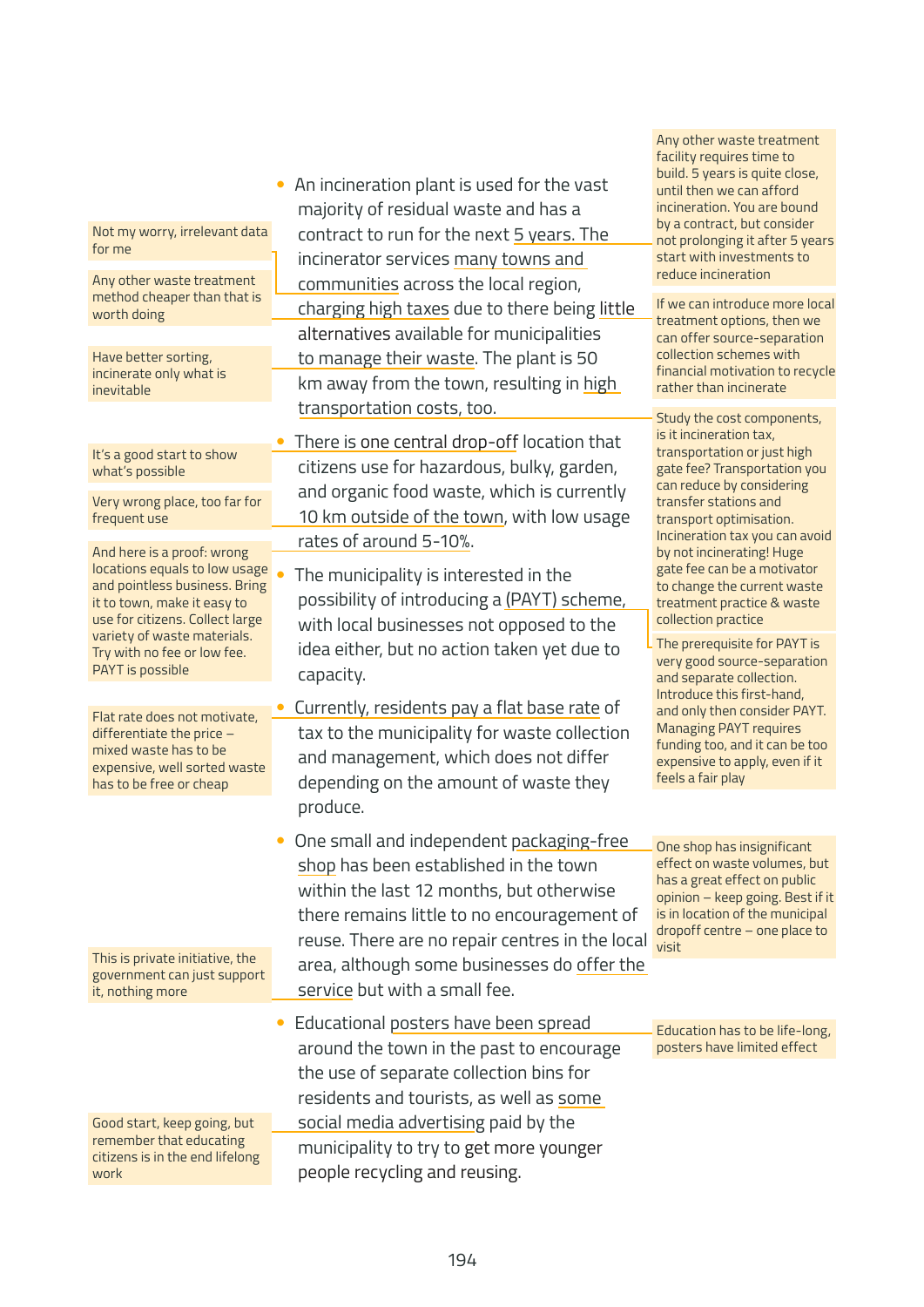- An incineration plant is used for the vast majority of residual waste and has a contract to run for the next 5 years. The incinerator services many towns and communities across the local region, charging high taxes due to there being little alternatives available for municipalities to manage their waste. The plant is 50 km away from the town, resulting in high transportation costs, too.

> Not my worry, irrelevant data for me

> Any other waste treatment method cheaper than that is worth doing

> Have better sorting, incinerate only what is inevitable

> Any other waste treatment facility requires time to build. 5 years is quite close, until then we can afford incineration. You are bound by a contract, but consider not prolonging it after 5 years start with investments to reduce incineration

> If we can introduce more local treatment options, then we can offer source-separation collection schemes with financial motivation to recycle rather than incinerate

> Study the cost components, is it incineration tax, transportation or just high gate fee? Transportation you can reduce by considering transfer stations and transport optimisation. Incineration tax you can avoid by not incinerating! Huge gate fee can be a motivator to change the current waste treatment practice & waste collection practice

- There is one central drop-off location that citizens use for hazardous, bulky, garden, and organic food waste, which is currently 10 km outside of the town, with low usage rates of around 5-10%.

> It's a good start to show what's possible

> Very wrong place, too far for frequent use

> And here is a proof: wrong locations equals to low usage and pointless business. Bring it to town, make it easy to use for citizens. Collect large variety of waste materials. Try with no fee or low fee. PAYT is possible

- The municipality is interested in the possibility of introducing a (PAYT) scheme, with local businesses not opposed to the idea either, but no action taken yet due to capacity.

> The prerequisite for PAYT is very good source-separation and separate collection. Introduce this first-hand, and only then consider PAYT. Managing PAYT requires funding too, and it can be too expensive to apply, even if it feels a fair play

- Currently, residents pay a flat base rate of tax to the municipality for waste collection and management, which does not differ depending on the amount of waste they produce.

> Flat rate does not motivate, differentiate the price – mixed waste has to be expensive, well sorted waste has to be free or cheap

- One small and independent packaging-free shop has been established in the town within the last 12 months, but otherwise there remains little to no encouragement of reuse. There are no repair centres in the local area, although some businesses do offer the service but with a small fee.

> One shop has insignificant effect on waste volumes, but has a great effect on public opinion – keep going. Best if it is in location of the municipal dropoff centre – one place to visit

> This is private initiative, the government can just support it, nothing more

- Educational posters have been spread around the town in the past to encourage the use of separate collection bins for residents and tourists, as well as some social media advertising paid by the municipality to try to get more younger people recycling and reusing.

> Education has to be life-long, posters have limited effect

> Good start, keep going, but remember that educating citizens is in the end lifelong work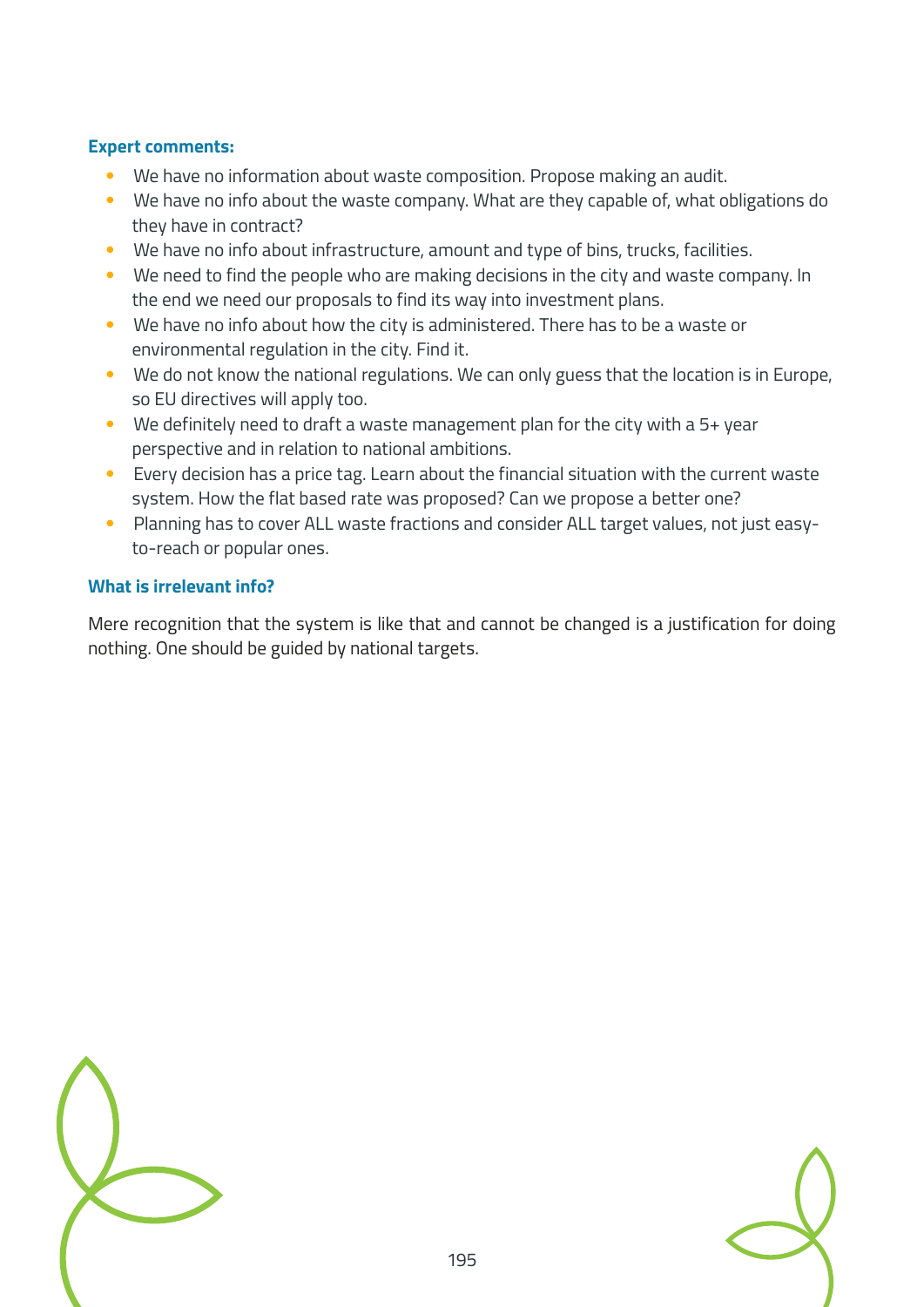**Expert comments:**

- We have no information about waste composition. Propose making an audit.
- We have no info about the waste company. What are they capable of, what obligations do they have in contract?
- We have no info about infrastructure, amount and type of bins, trucks, facilities.
- We need to find the people who are making decisions in the city and waste company. In the end we need our proposals to find its way into investment plans.
- We have no info about how the city is administered. There has to be a waste or environmental regulation in the city. Find it.
- We do not know the national regulations. We can only guess that the location is in Europe, so EU directives will apply too.
- We definitely need to draft a waste management plan for the city with a 5+ year perspective and in relation to national ambitions.
- Every decision has a price tag. Learn about the financial situation with the current waste system. How the flat based rate was proposed? Can we propose a better one?
- Planning has to cover ALL waste fractions and consider ALL target values, not just easy-to-reach or popular ones.

**What is irrelevant info?**

Mere recognition that the system is like that and cannot be changed is a justification for doing nothing. One should be guided by national targets.